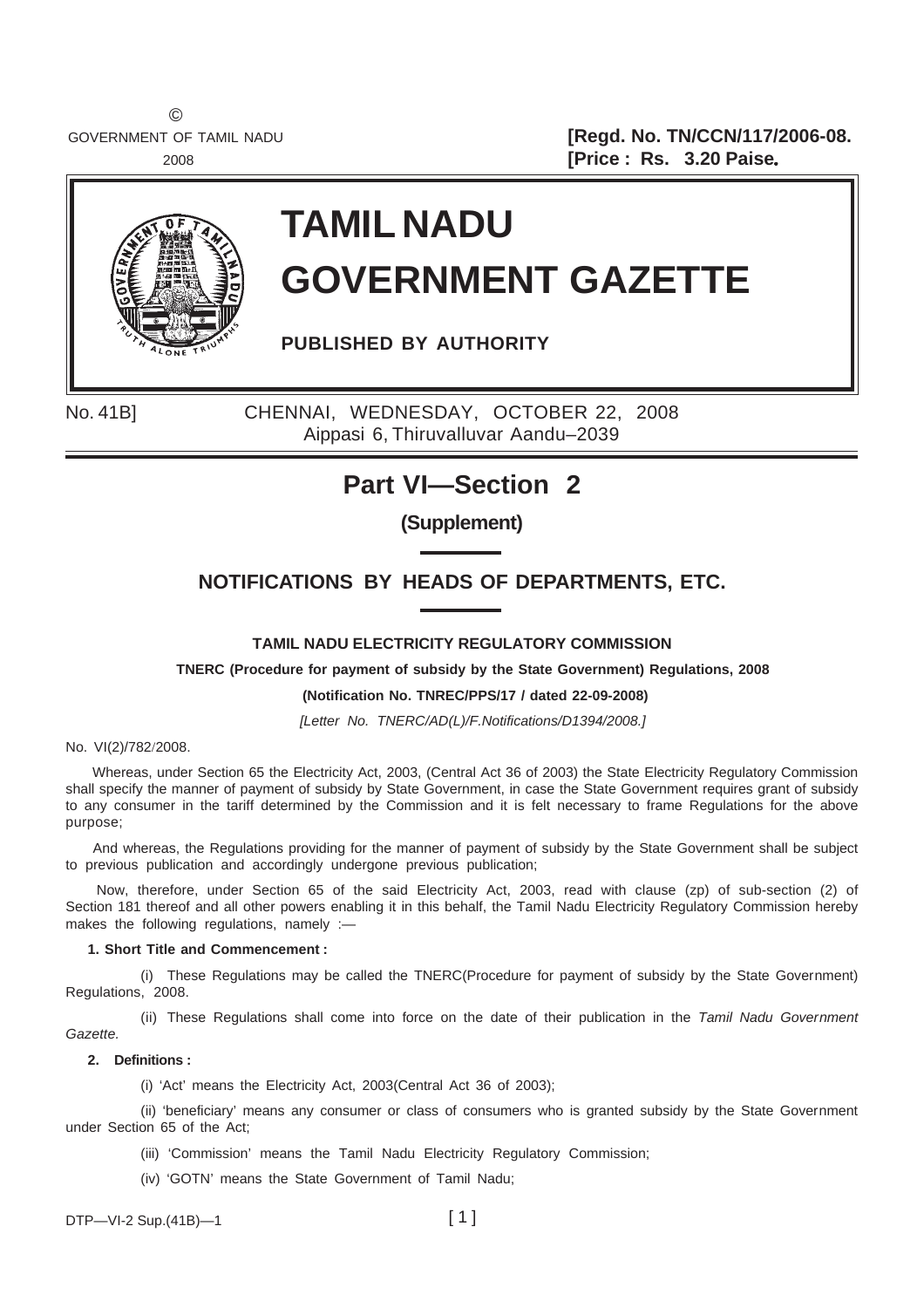©
GOVERNMENT OF TAMIL NADU
2008

**[Regd. No. TN/CCN/117/2006-08.**
**[Price : Rs. 3.20 Paise.**

# TAMIL NADU GOVERNMENT GAZETTE

**PUBLISHED BY AUTHORITY**

No. 41B] CHENNAI, WEDNESDAY, OCTOBER 22, 2008
Aippasi 6, Thiruvalluvar Aandu–2039

## Part VI—Section 2

**(Supplement)**

### NOTIFICATIONS BY HEADS OF DEPARTMENTS, ETC.

**TAMIL NADU ELECTRICITY REGULATORY COMMISSION**

**TNERC (Procedure for payment of subsidy by the State Government) Regulations, 2008**

**(Notification No. TNREC/PPS/17 / dated 22-09-2008)**

*[Letter No. TNERC/AD(L)/F.Notifications/D1394/2008.]*

No. VI(2)/782/2008.

Whereas, under Section 65 the Electricity Act, 2003, (Central Act 36 of 2003) the State Electricity Regulatory Commission shall specify the manner of payment of subsidy by State Government, in case the State Government requires grant of subsidy to any consumer in the tariff determined by the Commission and it is felt necessary to frame Regulations for the above purpose;

And whereas, the Regulations providing for the manner of payment of subsidy by the State Government shall be subject to previous publication and accordingly undergone previous publication;

Now, therefore, under Section 65 of the said Electricity Act, 2003, read with clause (zp) of sub-section (2) of Section 181 thereof and all other powers enabling it in this behalf, the Tamil Nadu Electricity Regulatory Commission hereby makes the following regulations, namely :—

**1. Short Title and Commencement :**

(i) These Regulations may be called the TNERC(Procedure for payment of subsidy by the State Government) Regulations, 2008.

(ii) These Regulations shall come into force on the date of their publication in the *Tamil Nadu Government Gazette.*

**2. Definitions :**

(i) 'Act' means the Electricity Act, 2003(Central Act 36 of 2003);

(ii) 'beneficiary' means any consumer or class of consumers who is granted subsidy by the State Government under Section 65 of the Act;

(iii) 'Commission' means the Tamil Nadu Electricity Regulatory Commission;

(iv) 'GOTN' means the State Government of Tamil Nadu;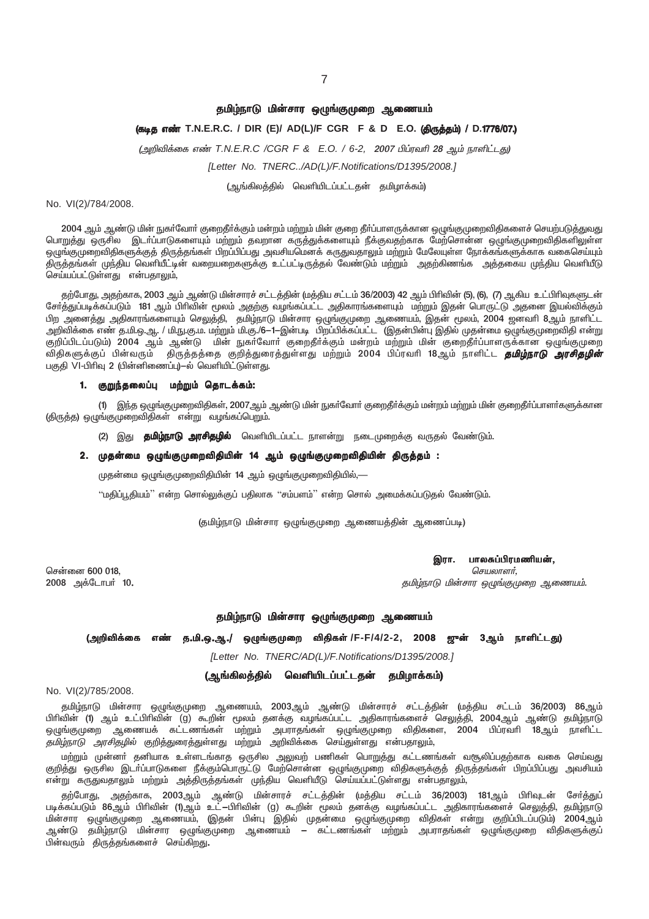## தமிழ்நாடு மின்சார ஒழுங்குமுறை ஆணையம்

**(கடித எண் T.N.E.R.C. / DIR (E)/ AD(L)/F CGR F & D E.O. (திருத்தம்) / D.1776/07.)**

*(அறிவிக்கை எண் T.N.E.R.C /CGR F & E.O. / 6-2, 2007 பிப்ரவரி 28 ஆம் நாளிட்டது)*

*[Letter No. TNERC../AD(L)/F.Notifications/D1395/2008.]*

(ஆங்கிலத்தில் வெளியிடப்பட்டதன் தமிழாக்கம்)

No. VI(2)/784/2008.

2004 ஆம் ஆண்டு மின் நுகர்வோர் குறைதீர்க்கும் மன்றம் மற்றும் மின் குறை தீர்ப்பாளருக்கான ஒழுங்குமுறைவிதிகளைச் செயற்படுத்துவது பொறுத்து ஒருசில இடர்ப்பாடுகளையும் மற்றும் தவறான கருத்துக்களையும் நீக்குவதற்காக மேற்சொன்ன ஒழுங்குமுறைவிதிகளிலுள்ள ஒழுங்குமுறைவிதிகளுக்குத் திருத்தங்கள் பிறப்பிப்பது அவசியமெனக் கருதுவதாலும் மற்றும் மேலேயுள்ள நோக்கங்களுக்காக வகைசெய்யும் திருத்தங்கள் முந்திய வெளியீட்டின் வரைமுறைகளுக்கு உட்பட்டிருத்தல் வேண்டும் மற்றும் அதற்கிணங்க அத்தகைய முந்திய வெளியீடு செய்யப்பட்டுள்ளது என்பதாலும்,

தற்போது, அதற்காக, 2003 ஆம் ஆண்டு மின்சாரச் சட்டத்தின் (மத்திய சட்டம் 36/2003) 42 ஆம் பிரிவின் (5), (6), (7) ஆகிய உட்பிரிவுகளுடன் சேர்த்துப்படிக்கப்படும் 181 ஆம் பிரிவின் மூலம் அதற்கு வழங்கப்பட்ட அதிகாரங்களையும் மற்றும் இதன் பொருட்டு அதனை இயல்விக்கும் பிற அனைத்து அதிகாரங்களையும் செலுத்தி, தமிழ்நாடு மின்சார ஒழுங்குமுறை ஆணையம், இதன் மூலம், 2004 ஜனவரி 8ஆம் நாளிட்ட அறிவிக்கை எண் த.மி.ஒ.ஆ. / மி.நு.கு.ம. மற்றும் மி.கு./6–1–இன்படி பிறப்பிக்கப்பட்ட (இதன்பின்பு இதில் முதன்மை ஒழுங்குமுறைவிதி என்று குறிப்பிடப்படும்) 2004 ஆம் ஆண்டு மின் நுகர்வோர் குறைதீர்க்கும் மன்றம் மற்றும் மின் குறைதீர்ப்பாளருக்கான ஒழுங்குமுறை விதிகளுக்குப் பின்வரும் திருத்தத்தை குறித்துரைத்துள்ளது மற்றும் 2004 பிப்ரவரி 18ஆம் நாளிட்ட ***தமிழ்நாடு அரசிதழின்*** பகுதி VI–பிரிவு 2 (பின்னிணைப்பு)–ல் வெளியிட்டுள்ளது.

### 1. குறுந்தலைப்பு மற்றும் தொடக்கம்:

(1) இந்த ஒழுங்குமுறைவிதிகள், 2007ஆம் ஆண்டு மின் நுகர்வோர் குறைதீர்க்கும் மன்றம் மற்றும் மின் குறைதீர்ப்பாளர்களுக்கான (திருத்த) ஒழுங்குமுறைவிதிகள் என்று வழங்கப்பெறும்.

(2) இது **தமிழ்நாடு அரசிதழில்** வெளியிடப்பட்ட நாளன்று நடைமுறைக்கு வருதல் வேண்டும்.

### 2. முதன்மை ஒழுங்குமுறைவிதியின் 14 ஆம் ஒழுங்குமுறைவிதியின் திருத்தம் :

முதன்மை ஒழுங்குமுறைவிதியின் 14 ஆம் ஒழுங்குமுறைவிதியில்,—

''மதிப்பூதியம்'' என்ற சொல்லுக்குப் பதிலாக ''சம்பளம்'' என்ற சொல் அமைக்கப்படுதல் வேண்டும்.

(தமிழ்நாடு மின்சார ஒழுங்குமுறை ஆணையத்தின் ஆணைப்படி)

சென்னை 600 018,
2008 அக்டோபர் 10.

**இரா. பாலசுப்பிரமணியன்,**
*செயலாளர்,*
*தமிழ்நாடு மின்சார ஒழுங்குமுறை ஆணையம்.*

## தமிழ்நாடு மின்சார ஒழுங்குமுறை ஆணையம்

**(அறிவிக்கை எண் த.மி.ஒ.ஆ./ ஒழுங்குமுறை விதிகள் /F-F/4/2-2, 2008 ஜூன் 3ஆம் நாளிட்டது)**

*[Letter No. TNERC/AD(L)/F.Notifications/D1395/2008.]*

**(ஆங்கிலத்தில் வெளியிடப்பட்டதன் தமிழாக்கம்)**

No. VI(2)/785/2008.

தமிழ்நாடு மின்சார ஒழுங்குமுறை ஆணையம், 2003ஆம் ஆண்டு மின்சாரச் சட்டத்தின் (மத்திய சட்டம் 36/2003) 86ஆம் பிரிவின் (1) ஆம் உட்பிரிவின் (g) கூறின் மூலம் தனக்கு வழங்கப்பட்ட அதிகாரங்களைச் செலுத்தி, 2004ஆம் ஆண்டு தமிழ்நாடு ஒழுங்குமுறை ஆணையக் கட்டணங்கள் மற்றும் அபராதங்கள் ஒழுங்குமுறை விதிகளை, 2004 பிப்ரவரி 18ஆம் நாளிட்ட *தமிழ்நாடு அரசிதழில்* குறித்துரைத்துள்ளது மற்றும் அறிவிக்கை செய்துள்ளது என்பதாலும்,

மற்றும் முன்னர் தனியாக உள்ளடங்காத ஒருசில அலுவற் பணிகள் பொறுத்து கட்டணங்கள் வசூலிப்பதற்காக வகை செய்வது குறித்து ஒருசில இடர்ப்பாடுகளை நீக்கும்பொருட்டு மேற்சொன்ன ஒழுங்குமுறை விதிகளுக்குத் திருத்தங்கள் பிறப்பிப்பது அவசியம் என்று கருதுவதாலும் மற்றும் அத்திருத்தங்கள் முந்திய வெளியீடு செய்யப்பட்டுள்ளது என்பதாலும்,

தற்போது, அதற்காக, 2003ஆம் ஆண்டு மின்சாரச் சட்டத்தின் (மத்திய சட்டம் 36/2003) 181ஆம் பிரிவுடன் சேர்த்துப் படிக்கப்படும் 86ஆம் பிரிவின் (1)ஆம் உட்–பிரிவின் (g) கூறின் மூலம் தனக்கு வழங்கப்பட்ட அதிகாரங்களைச் செலுத்தி, தமிழ்நாடு மின்சார ஒழுங்குமுறை ஆணையம், (இதன் பின்பு இதில் முதன்மை ஒழுங்குமுறை விதிகள் என்று குறிப்பிடப்படும்) 2004ஆம் ஆண்டு தமிழ்நாடு மின்சார ஒழுங்குமுறை ஆணையம் – கட்டணங்கள் மற்றும் அபராதங்கள் ஒழுங்குமுறை விதிகளுக்குப் பின்வரும் திருத்தங்களைச் செய்கிறது.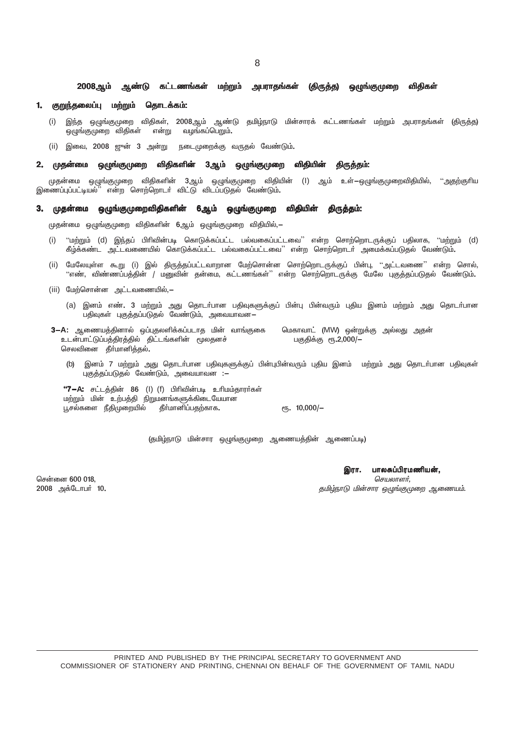## 2008ஆம் ஆண்டு கட்டணங்கள் மற்றும் அபராதங்கள் (திருத்த) ஒழுங்குமுறை விதிகள்

### 1. குறுந்தலைப்பு மற்றும் தொடக்கம்:

(i) இந்த ஒழுங்குமுறை விதிகள், 2008ஆம் ஆண்டு தமிழ்நாடு மின்சாரக் கட்டணங்கள் மற்றும் அபராதங்கள் (திருத்த) ஒழுங்குமுறை விதிகள் என்று வழங்கப்பெறும்.

(ii) இவை, 2008 ஜூன் 3 அன்று நடைமுறைக்கு வருதல் வேண்டும்.

### 2. முதன்மை ஒழுங்குமுறை விதிகளின் 3ஆம் ஒழுங்குமுறை விதியின் திருத்தம்:

முதன்மை ஒழுங்குமுறை விதிகளின் 3ஆம் ஒழுங்குமுறை விதியின் (I) ஆம் உள்–ஒழுங்குமுறைவிதியில், "அதற்குரிய இணைப்புப்பட்டியல்" என்ற சொற்றொடர் விட்டு விடப்படுதல் வேண்டும்.

### 3. முதன்மை ஒழுங்குமுறைவிதிகளின் 6ஆம் ஒழுங்குமுறை விதியின் திருத்தம்:

முதன்மை ஒழுங்குமுறை விதிகளின் 6ஆம் ஒழுங்குமுறை விதியில்,–

(i) "மற்றும் (d) இந்தப் பிரிவின்படி கொடுக்கப்பட்ட பல்வகைப்பட்டவை" என்ற சொற்றொடருக்குப் பதிலாக, "மற்றும் (d) கீழ்க்கண்ட அட்டவணையில் கொடுக்கப்பட்ட பல்வகைப்பட்டவை" என்ற சொற்றொடர் அமைக்கப்படுதல் வேண்டும்.

(ii) மேலேயுள்ள கூறு (i) இல் திருத்தப்பட்டவாறான மேற்சொன்ன சொற்றொடருக்குப் பின்பு, "அட்டவணை" என்ற சொல், "எண், விண்ணப்பத்தின் / மனுவின் தன்மை, கட்டணங்கள்" என்ற சொற்றொடருக்கு மேலே புகுத்தப்படுதல் வேண்டும்.

(iii) மேற்சொன்ன அட்டவணையில்,–

(a) இனம் எண். 3 மற்றும் அது தொடர்பான பதிவுகளுக்குப் பின்பு பின்வரும் புதிய இனம் மற்றும் அது தொடர்பான பதிவுகள் புகுத்தப்படுதல் வேண்டும், அவையாவன–

| | | |
|---|---|---|
| **3–A:** ஆணையத்தினால் ஒப்புதலளிக்கப்படாத மின் வாங்குகை உடன்பாட்டுப்பத்திரத்தில் திட்டங்களின் மூலதனச் செலவினை தீர்மானித்தல். | மெகாவாட் (MW) ஒன்றுக்கு அல்லது அதன் பகுதிக்கு ரூ.2,000/– | |

(b) இனம் 7 மற்றும் அது தொடர்பான பதிவுகளுக்குப் பின்புபின்வரும் புதிய இனம் மற்றும் அது தொடர்பான பதிவுகள் புகுத்தப்படுதல் வேண்டும், அவையாவன :–

| | |
|---|---|
| **"7–A:** சட்டத்தின் 86 (I) (f) பிரிவின்படி உரிமம்தாரர்கள் மற்றும் மின் உற்பத்தி நிறுமனங்களுக்கிடையேயான பூசல்களை நீதிமுறையில் தீர்மானிப்பதற்காக. | ரூ. 10,000/– |

(தமிழ்நாடு மின்சார ஒழுங்குமுறை ஆணையத்தின் ஆணைப்படி)

சென்னை 600 018,
2008 அக்டோபர் 10.

**இரா. பாலசுப்பிரமணியன்,**
*செயலாளர்,*
*தமிழ்நாடு மின்சார ஒழுங்குமுறை ஆணையம்.*

PRINTED AND PUBLISHED BY THE PRINCIPAL SECRETARY TO GOVERNMENT AND COMMISSIONER OF STATIONERY AND PRINTING, CHENNAI ON BEHALF OF THE GOVERNMENT OF TAMIL NADU